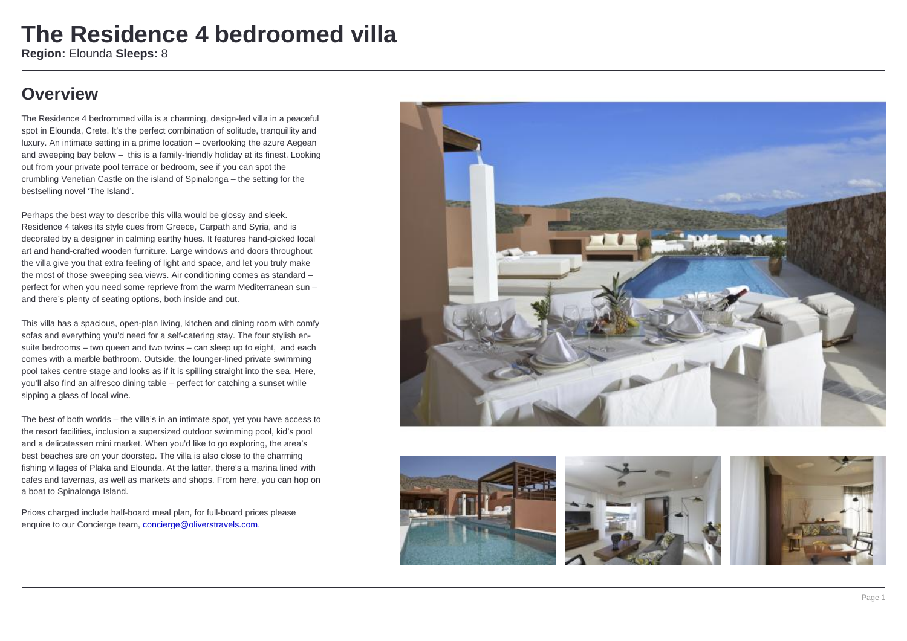# The Residence 4 bedroomed villa

**Region:** Elounda **Sleeps:** 8

## Overview

The Residence 4 bedrommed villa is a charming, design-led villa in a peaceful spot in Elounda, Crete. It's the perfect combination of solitude, tranquillity and luxury. An intimate setting in a prime location – overlooking the azure Aegean and sweeping bay below – this is a family-friendly holiday at its finest. Looking out from your private pool terrace or bedroom, see if you can spot the crumbling Venetian Castle on the island of Spinalonga – the setting for the bestselling novel 'The Island'.

Perhaps the best way to describe this villa would be glossy and sleek. Residence 4 takes its style cues from Greece, Carpath and Syria, and is decorated by a designer in calming earthy hues. It features hand-picked local art and hand-crafted wooden furniture. Large windows and doors throughout the villa give you that extra feeling of light and space, and let you truly make the most of those sweeping sea views. Air conditioning comes as standard – perfect for when you need some reprieve from the warm Mediterranean sun – and there's plenty of seating options, both inside and out.

This villa has a spacious, open-plan living, kitchen and dining room with comfy sofas and everything you'd need for a self-catering stay. The four stylish en-suite bedrooms – two queen and two twins – can sleep up to eight, and each comes with a marble bathroom. Outside, the lounger-lined private swimming pool takes centre stage and looks as if it is spilling straight into the sea. Here, you'll also find an alfresco dining table – perfect for catching a sunset while sipping a glass of local wine.

The best of both worlds – the villa's in an intimate spot, yet you have access to the resort facilities, inclusion a supersized outdoor swimming pool, kid's pool and a delicatessen mini market. When you'd like to go exploring, the area's best beaches are on your doorstep. The villa is also close to the charming fishing villages of Plaka and Elounda. At the latter, there's a marina lined with cafes and tavernas, as well as markets and shops. From here, you can hop on a boat to Spinalonga Island.

Prices charged include half-board meal plan, for full-board prices please enquire to our Concierge team, [concierge@oliverstravels.com.](mailto:concierge@oliverstravels.com)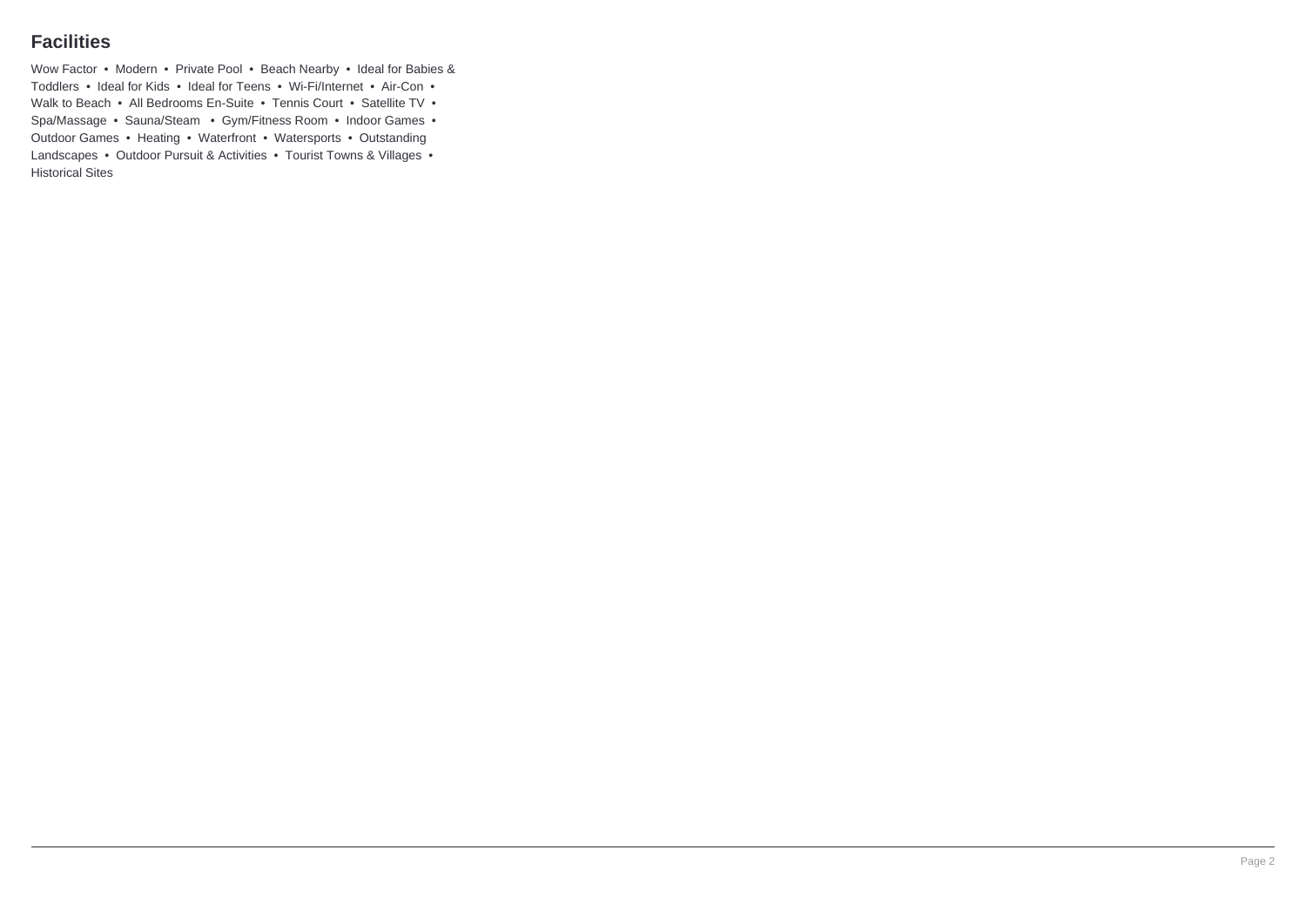## Facilities

Wow Factor • Modern • Private Pool • Beach Nearby • Ideal for Babies & Toddlers • Ideal for Kids • Ideal for Teens • Wi-Fi/Internet • Air-Con • Walk to Beach • All Bedrooms En-Suite • Tennis Court • Satellite TV • Spa/Massage • Sauna/Steam • Gym/Fitness Room • Indoor Games • Outdoor Games • Heating • Waterfront • Watersports • Outstanding Landscapes • Outdoor Pursuit & Activities • Tourist Towns & Villages • Historical Sites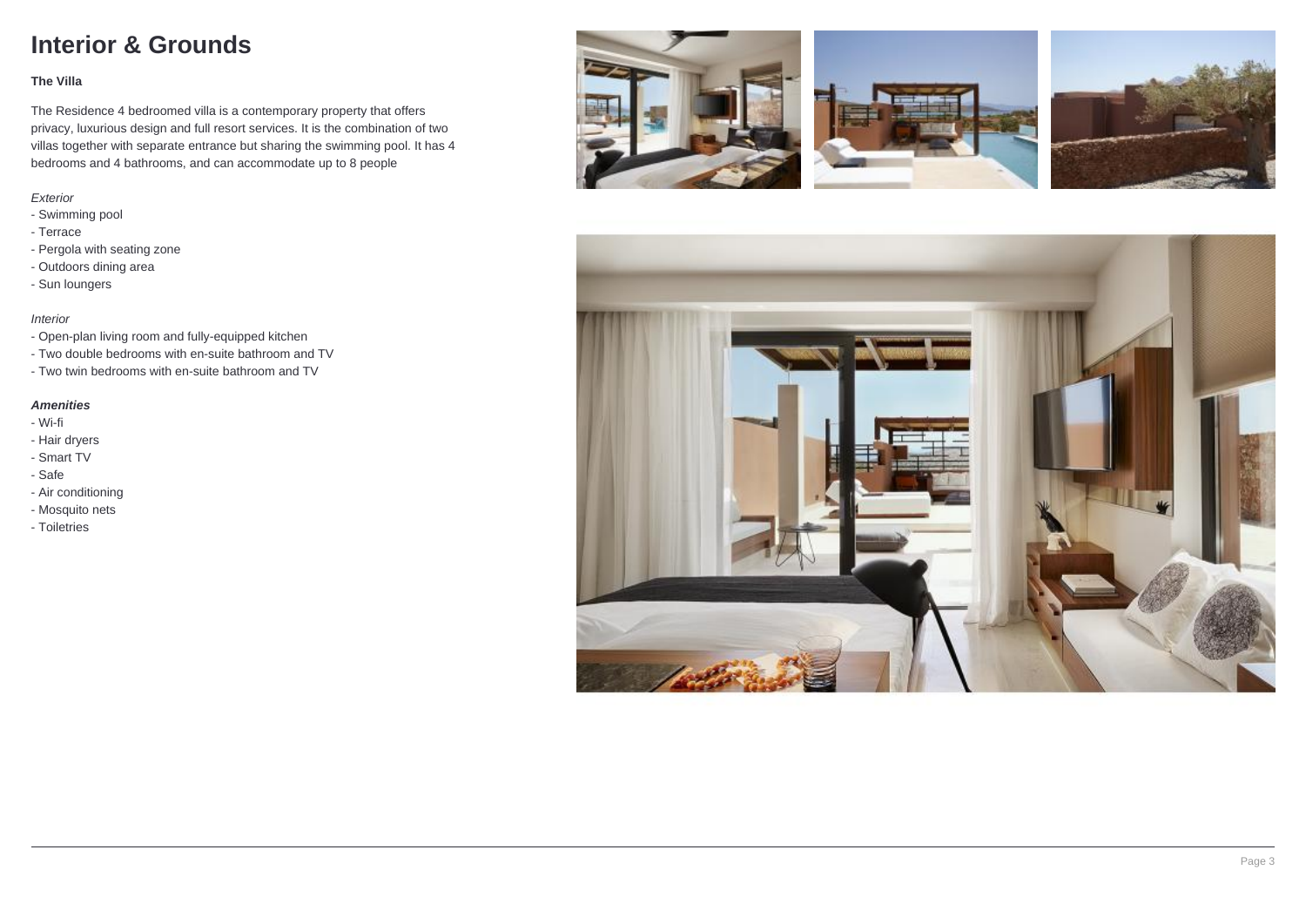# Interior & Grounds

**The Villa**

The Residence 4 bedroomed villa is a contemporary property that offers privacy, luxurious design and full resort services. It is the combination of two villas together with separate entrance but sharing the swimming pool. It has 4 bedrooms and 4 bathrooms, and can accommodate up to 8 people

*Exterior*

- Swimming pool
- Terrace
- Pergola with seating zone
- Outdoors dining area
- Sun loungers

*Interior*

- Open-plan living room and fully-equipped kitchen
- Two double bedrooms with en-suite bathroom and TV
- Two twin bedrooms with en-suite bathroom and TV

***Amenities***

- Wi-fi
- Hair dryers
- Smart TV
- Safe
- Air conditioning
- Mosquito nets
- Toiletries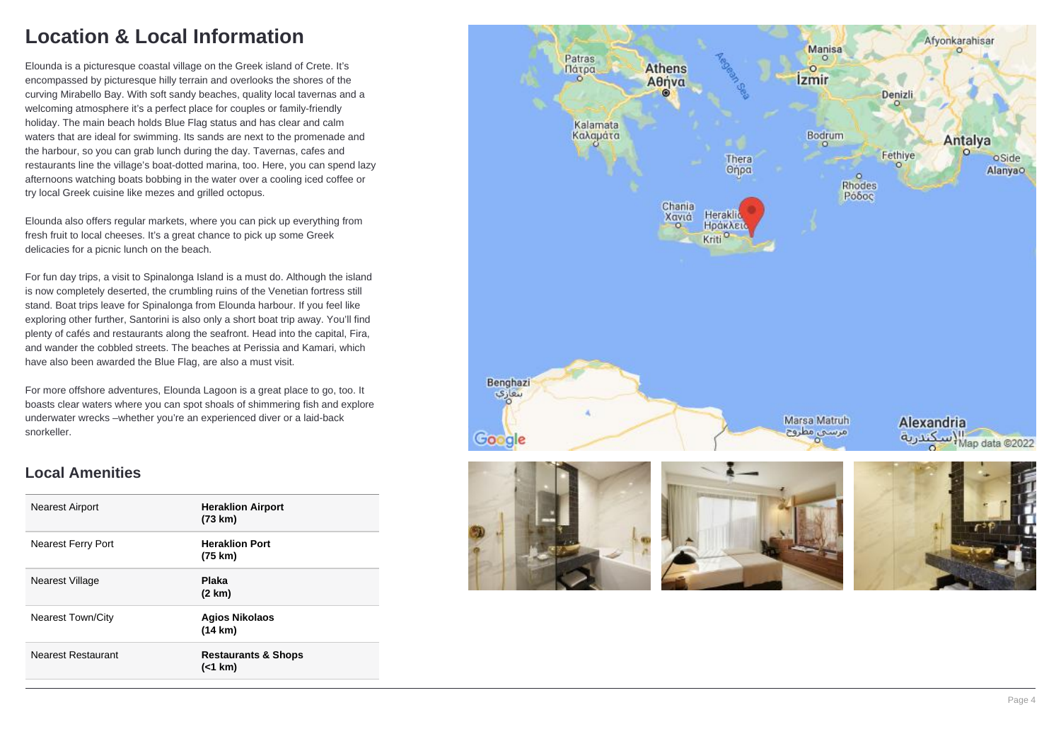# Location & Local Information

Elounda is a picturesque coastal village on the Greek island of Crete. It's encompassed by picturesque hilly terrain and overlooks the shores of the curving Mirabello Bay. With soft sandy beaches, quality local tavernas and a welcoming atmosphere it's a perfect place for couples or family-friendly holiday. The main beach holds Blue Flag status and has clear and calm waters that are ideal for swimming. Its sands are next to the promenade and the harbour, so you can grab lunch during the day. Tavernas, cafes and restaurants line the village's boat-dotted marina, too. Here, you can spend lazy afternoons watching boats bobbing in the water over a cooling iced coffee or try local Greek cuisine like mezes and grilled octopus.

Elounda also offers regular markets, where you can pick up everything from fresh fruit to local cheeses. It's a great chance to pick up some Greek delicacies for a picnic lunch on the beach.

For fun day trips, a visit to Spinalonga Island is a must do. Although the island is now completely deserted, the crumbling ruins of the Venetian fortress still stand. Boat trips leave for Spinalonga from Elounda harbour. If you feel like exploring other further, Santorini is also only a short boat trip away. You'll find plenty of cafés and restaurants along the seafront. Head into the capital, Fira, and wander the cobbled streets. The beaches at Perissia and Kamari, which have also been awarded the Blue Flag, are also a must visit.

For more offshore adventures, Elounda Lagoon is a great place to go, too. It boasts clear waters where you can spot shoals of shimmering fish and explore underwater wrecks –whether you're an experienced diver or a laid-back snorkeller.

## Local Amenities

| | |
|---|---|
| Nearest Airport | **Heraklion Airport (73 km)** |
| Nearest Ferry Port | **Heraklion Port (75 km)** |
| Nearest Village | **Plaka (2 km)** |
| Nearest Town/City | **Agios Nikolaos (14 km)** |
| Nearest Restaurant | **Restaurants & Shops (<1 km)** |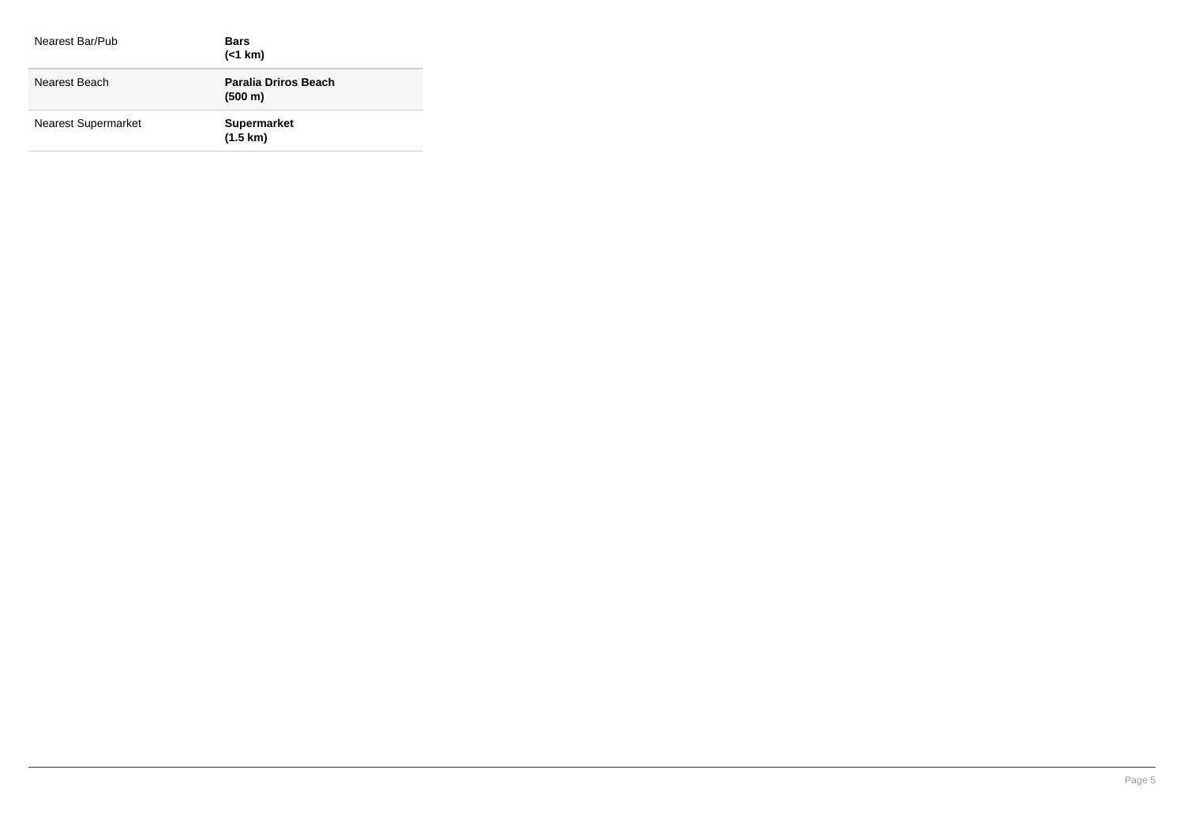| | |
|---|---|
| Nearest Bar/Pub | **Bars (<1 km)** |
| Nearest Beach | **Paralia Driros Beach (500 m)** |
| Nearest Supermarket | **Supermarket (1.5 km)** |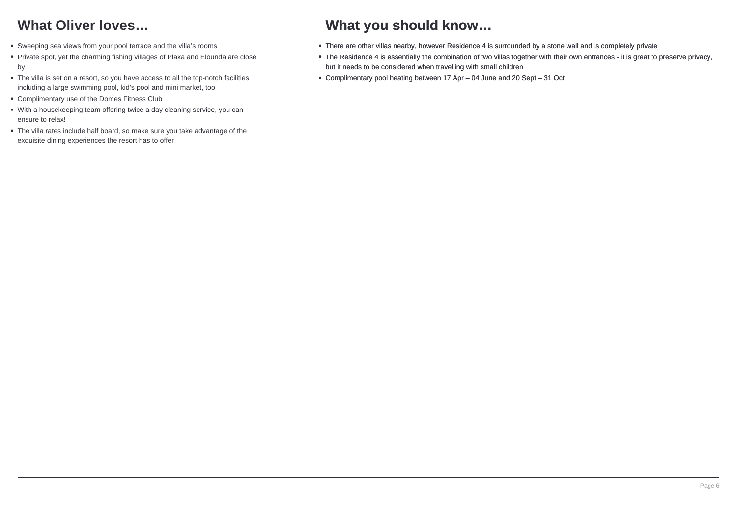## What Oliver loves…

- Sweeping sea views from your pool terrace and the villa's rooms
- Private spot, yet the charming fishing villages of Plaka and Elounda are close by
- The villa is set on a resort, so you have access to all the top-notch facilities including a large swimming pool, kid's pool and mini market, too
- Complimentary use of the Domes Fitness Club
- With a housekeeping team offering twice a day cleaning service, you can ensure to relax!
- The villa rates include half board, so make sure you take advantage of the exquisite dining experiences the resort has to offer

## What you should know…

- There are other villas nearby, however Residence 4 is surrounded by a stone wall and is completely private
- The Residence 4 is essentially the combination of two villas together with their own entrances - it is great to preserve privacy, but it needs to be considered when travelling with small children
- Complimentary pool heating between 17 Apr – 04 June and 20 Sept – 31 Oct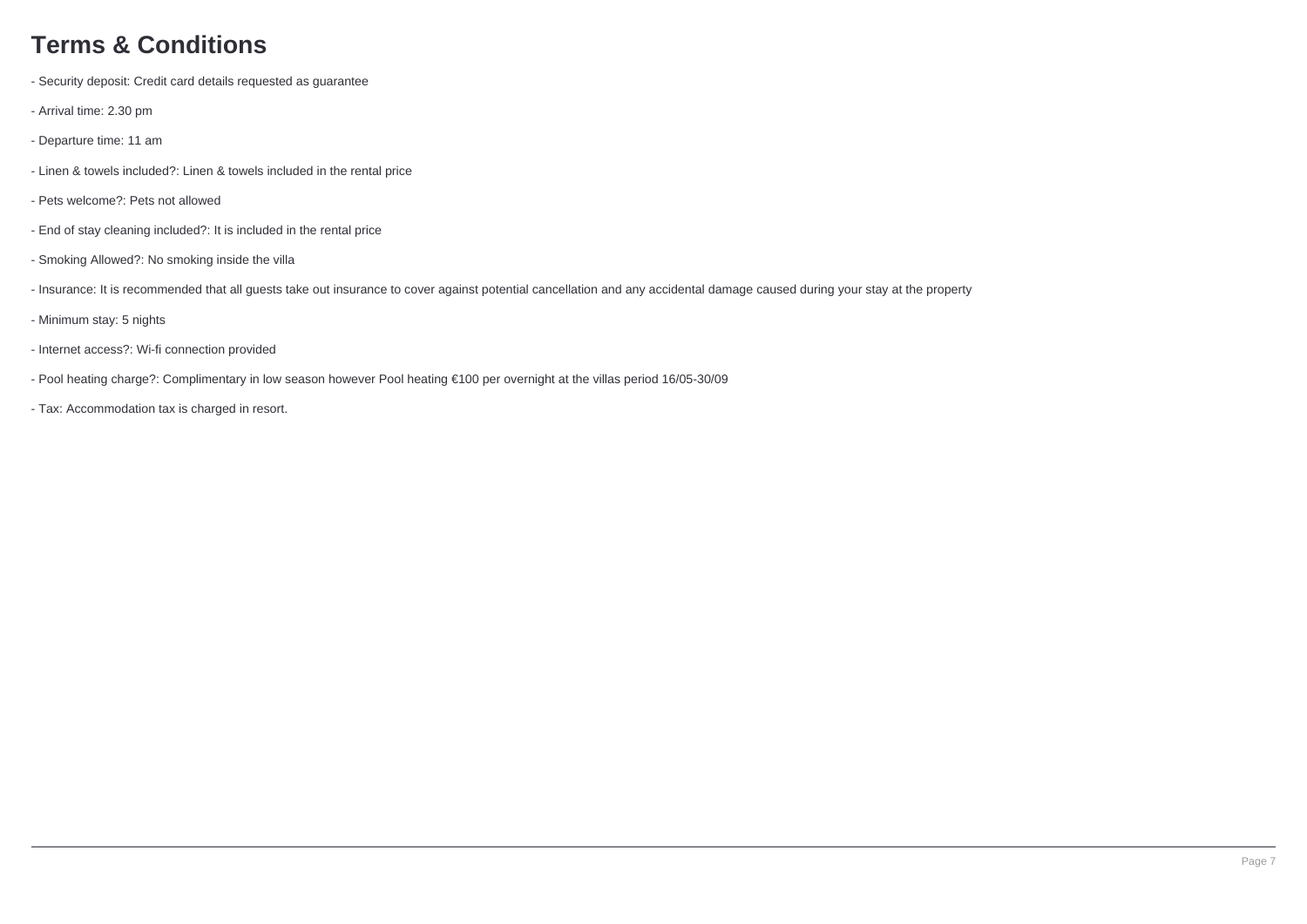# Terms & Conditions

- Security deposit: Credit card details requested as guarantee
- Arrival time: 2.30 pm
- Departure time: 11 am
- Linen & towels included?: Linen & towels included in the rental price
- Pets welcome?: Pets not allowed
- End of stay cleaning included?: It is included in the rental price
- Smoking Allowed?: No smoking inside the villa
- Insurance: It is recommended that all guests take out insurance to cover against potential cancellation and any accidental damage caused during your stay at the property
- Minimum stay: 5 nights
- Internet access?: Wi-fi connection provided
- Pool heating charge?: Complimentary in low season however Pool heating €100 per overnight at the villas period 16/05-30/09
- Tax: Accommodation tax is charged in resort.